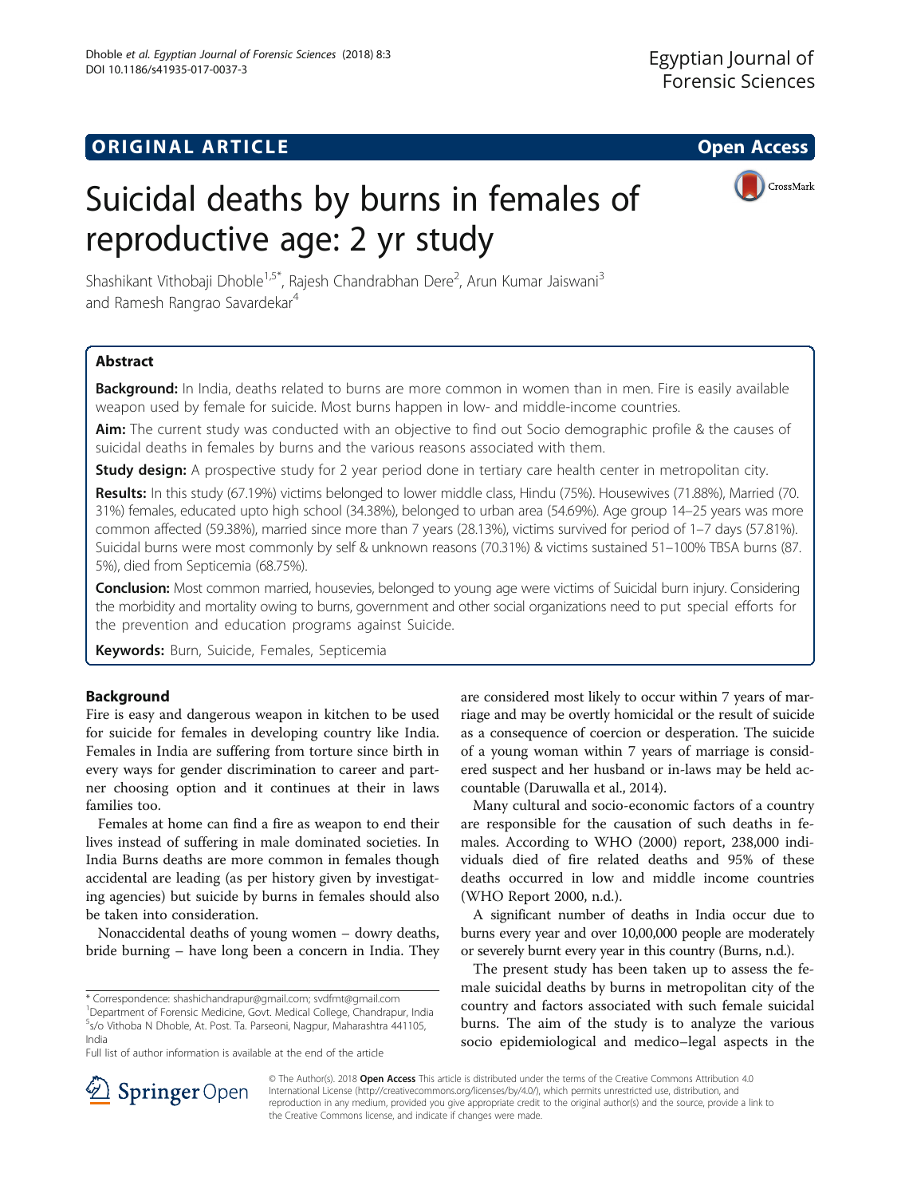ORIGINAL ARTICLE

Open Access

# Suicidal deaths by burns in females of reproductive age: 2 yr study

Shashikant Vithobaji Dhoble[1,5*], Rajesh Chandrabhan Dere[2], Arun Kumar Jaiswani[3] and Ramesh Rangrao Savardekar[4]

## Abstract

**Background:** In India, deaths related to burns are more common in women than in men. Fire is easily available weapon used by female for suicide. Most burns happen in low- and middle-income countries.

**Aim:** The current study was conducted with an objective to find out Socio demographic profile & the causes of suicidal deaths in females by burns and the various reasons associated with them.

**Study design:** A prospective study for 2 year period done in tertiary care health center in metropolitan city.

**Results:** In this study (67.19%) victims belonged to lower middle class, Hindu (75%). Housewives (71.88%), Married (70.31%) females, educated upto high school (34.38%), belonged to urban area (54.69%). Age group 14–25 years was more common affected (59.38%), married since more than 7 years (28.13%), victims survived for period of 1–7 days (57.81%). Suicidal burns were most commonly by self & unknown reasons (70.31%) & victims sustained 51–100% TBSA burns (87.5%), died from Septicemia (68.75%).

**Conclusion:** Most common married, housevies, belonged to young age were victims of Suicidal burn injury. Considering the morbidity and mortality owing to burns, government and other social organizations need to put special efforts for the prevention and education programs against Suicide.

**Keywords:** Burn, Suicide, Females, Septicemia

## Background

Fire is easy and dangerous weapon in kitchen to be used for suicide for females in developing country like India. Females in India are suffering from torture since birth in every ways for gender discrimination to career and partner choosing option and it continues at their in laws families too.

Females at home can find a fire as weapon to end their lives instead of suffering in male dominated societies. In India Burns deaths are more common in females though accidental are leading (as per history given by investigating agencies) but suicide by burns in females should also be taken into consideration.

Nonaccidental deaths of young women – dowry deaths, bride burning – have long been a concern in India. They are considered most likely to occur within 7 years of marriage and may be overtly homicidal or the result of suicide as a consequence of coercion or desperation. The suicide of a young woman within 7 years of marriage is considered suspect and her husband or in-laws may be held accountable (Daruwalla et al., 2014).

Many cultural and socio-economic factors of a country are responsible for the causation of such deaths in females. According to WHO (2000) report, 238,000 individuals died of fire related deaths and 95% of these deaths occurred in low and middle income countries (WHO Report 2000, n.d.).

A significant number of deaths in India occur due to burns every year and over 10,00,000 people are moderately or severely burnt every year in this country (Burns, n.d.).

The present study has been taken up to assess the female suicidal deaths by burns in metropolitan city of the country and factors associated with such female suicidal burns. The aim of the study is to analyze the various socio epidemiological and medico–legal aspects in the

* Correspondence: shashichandrapur@gmail.com; svdfmt@gmail.com
[1]Department of Forensic Medicine, Govt. Medical College, Chandrapur, India
[5]s/o Vithoba N Dhoble, At. Post. Ta. Parseoni, Nagpur, Maharashtra 441105, India
Full list of author information is available at the end of the article

© The Author(s). 2018 Open Access This article is distributed under the terms of the Creative Commons Attribution 4.0 International License (http://creativecommons.org/licenses/by/4.0/), which permits unrestricted use, distribution, and reproduction in any medium, provided you give appropriate credit to the original author(s) and the source, provide a link to the Creative Commons license, and indicate if changes were made.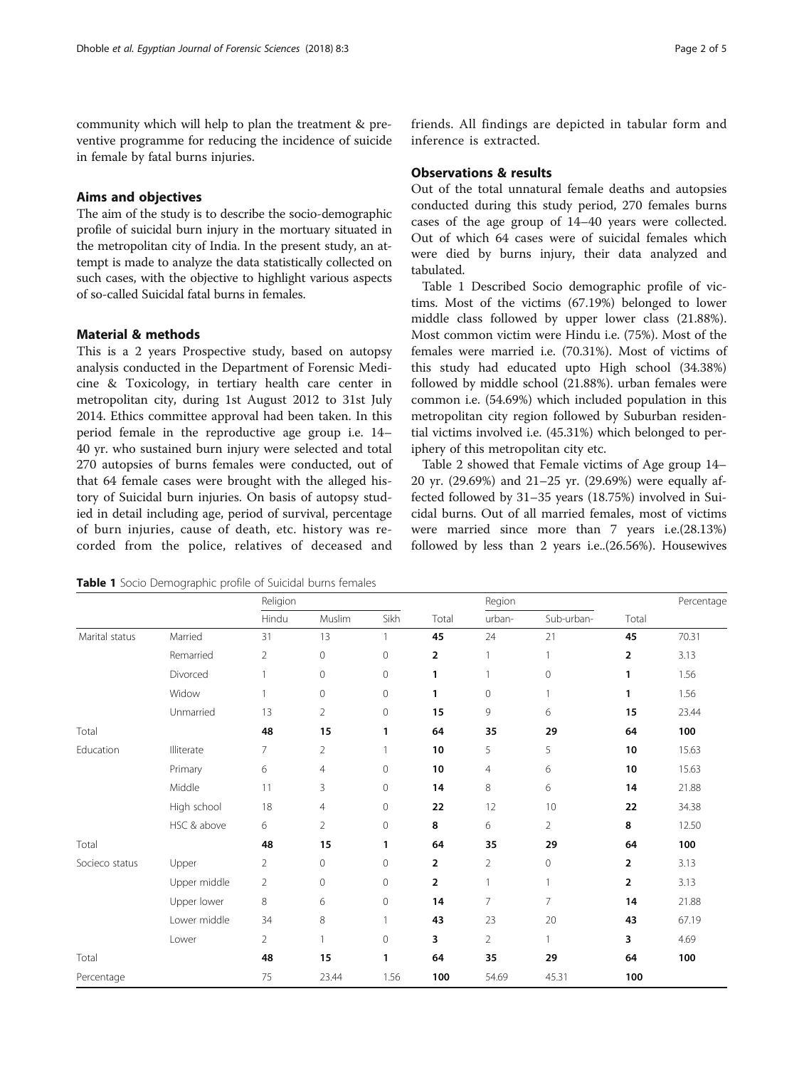community which will help to plan the treatment & preventive programme for reducing the incidence of suicide in female by fatal burns injuries.

## Aims and objectives

The aim of the study is to describe the socio-demographic profile of suicidal burn injury in the mortuary situated in the metropolitan city of India. In the present study, an attempt is made to analyze the data statistically collected on such cases, with the objective to highlight various aspects of so-called Suicidal fatal burns in females.

## Material & methods

This is a 2 years Prospective study, based on autopsy analysis conducted in the Department of Forensic Medicine & Toxicology, in tertiary health care center in metropolitan city, during 1st August 2012 to 31st July 2014. Ethics committee approval had been taken. In this period female in the reproductive age group i.e. 14–40 yr. who sustained burn injury were selected and total 270 autopsies of burns females were conducted, out of that 64 female cases were brought with the alleged history of Suicidal burn injuries. On basis of autopsy studied in detail including age, period of survival, percentage of burn injuries, cause of death, etc. history was recorded from the police, relatives of deceased and friends. All findings are depicted in tabular form and inference is extracted.

## Observations & results

Out of the total unnatural female deaths and autopsies conducted during this study period, 270 females burns cases of the age group of 14–40 years were collected. Out of which 64 cases were of suicidal females which were died by burns injury, their data analyzed and tabulated.

Table 1 Described Socio demographic profile of victims. Most of the victims (67.19%) belonged to lower middle class followed by upper lower class (21.88%). Most common victim were Hindu i.e. (75%). Most of the females were married i.e. (70.31%). Most of victims of this study had educated upto High school (34.38%) followed by middle school (21.88%). urban females were common i.e. (54.69%) which included population in this metropolitan city region followed by Suburban residential victims involved i.e. (45.31%) which belonged to periphery of this metropolitan city etc.

Table 2 showed that Female victims of Age group 14–20 yr. (29.69%) and 21–25 yr. (29.69%) were equally affected followed by 31–35 years (18.75%) involved in Suicidal burns. Out of all married females, most of victims were married since more than 7 years i.e.(28.13%) followed by less than 2 years i.e..(26.56%). Housewives

**Table 1** Socio Demographic profile of Suicidal burns females

| | | Religion | | | | Region | | | Percentage |
|---|---|---|---|---|---|---|---|---|---|
| | | Hindu | Muslim | Sikh | Total | urban- | Sub-urban- | Total | |
| Marital status | Married | 31 | 13 | 1 | **45** | 24 | 21 | **45** | 70.31 |
| | Remarried | 2 | 0 | 0 | **2** | 1 | 1 | **2** | 3.13 |
| | Divorced | 1 | 0 | 0 | **1** | 1 | 0 | **1** | 1.56 |
| | Widow | 1 | 0 | 0 | **1** | 0 | 1 | **1** | 1.56 |
| | Unmarried | 13 | 2 | 0 | **15** | 9 | 6 | **15** | 23.44 |
| Total | | **48** | **15** | **1** | **64** | **35** | **29** | **64** | **100** |
| Education | Illiterate | 7 | 2 | 1 | **10** | 5 | 5 | **10** | 15.63 |
| | Primary | 6 | 4 | 0 | **10** | 4 | 6 | **10** | 15.63 |
| | Middle | 11 | 3 | 0 | **14** | 8 | 6 | **14** | 21.88 |
| | High school | 18 | 4 | 0 | **22** | 12 | 10 | **22** | 34.38 |
| | HSC & above | 6 | 2 | 0 | **8** | 6 | 2 | **8** | 12.50 |
| Total | | **48** | **15** | **1** | **64** | **35** | **29** | **64** | **100** |
| Socieco status | Upper | 2 | 0 | 0 | **2** | 2 | 0 | **2** | 3.13 |
| | Upper middle | 2 | 0 | 0 | **2** | 1 | 1 | **2** | 3.13 |
| | Upper lower | 8 | 6 | 0 | **14** | 7 | 7 | **14** | 21.88 |
| | Lower middle | 34 | 8 | 1 | **43** | 23 | 20 | **43** | 67.19 |
| | Lower | 2 | 1 | 0 | **3** | 2 | 1 | **3** | 4.69 |
| Total | | **48** | **15** | **1** | **64** | **35** | **29** | **64** | **100** |
| Percentage | | 75 | 23.44 | 1.56 | **100** | 54.69 | 45.31 | **100** | |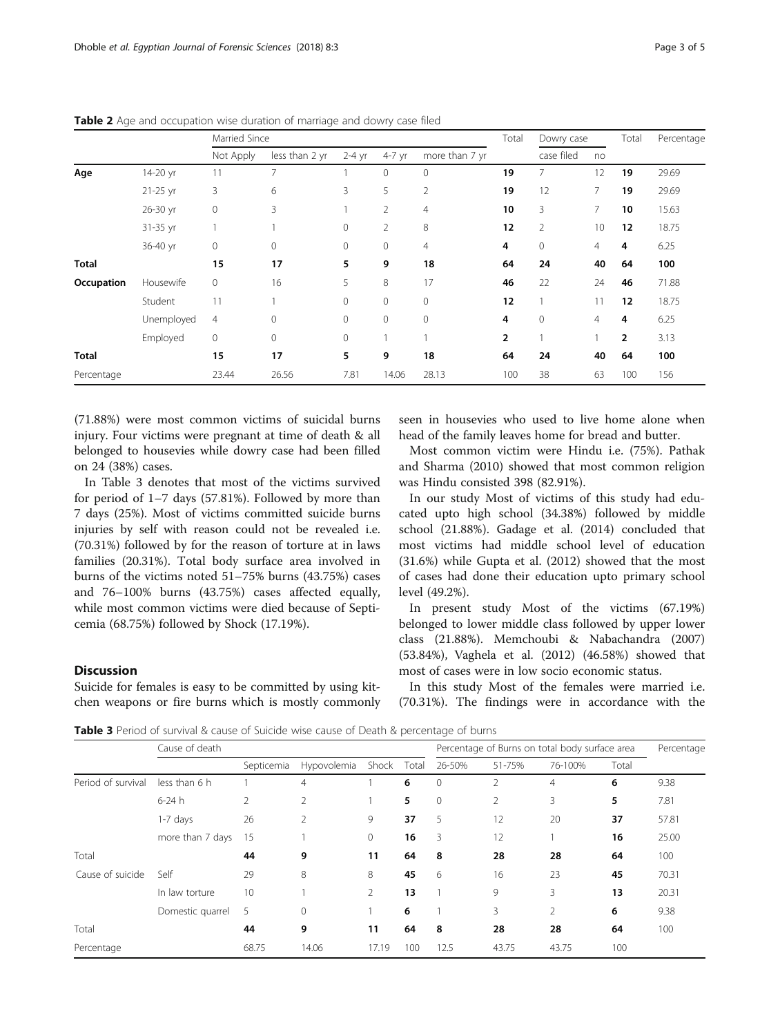**Table 2** Age and occupation wise duration of marriage and dowry case filed

| | | Married Since | | | | | Total | Dowry case | | Total | Percentage |
|---|---|---|---|---|---|---|---|---|---|---|---|
| | | Not Apply | less than 2 yr | 2-4 yr | 4-7 yr | more than 7 yr | | case filed | no | | |
| **Age** | 14-20 yr | 11 | 7 | 1 | 0 | 0 | **19** | 7 | 12 | **19** | 29.69 |
| | 21-25 yr | 3 | 6 | 3 | 5 | 2 | **19** | 12 | 7 | **19** | 29.69 |
| | 26-30 yr | 0 | 3 | 1 | 2 | 4 | **10** | 3 | 7 | **10** | 15.63 |
| | 31-35 yr | 1 | 1 | 0 | 2 | 8 | **12** | 2 | 10 | **12** | 18.75 |
| | 36-40 yr | 0 | 0 | 0 | 0 | 4 | **4** | 0 | 4 | **4** | 6.25 |
| **Total** | | **15** | **17** | **5** | **9** | **18** | **64** | **24** | **40** | **64** | **100** |
| **Occupation** | Housewife | 0 | 16 | 5 | 8 | 17 | **46** | 22 | 24 | **46** | 71.88 |
| | Student | 11 | 1 | 0 | 0 | 0 | **12** | 1 | 11 | **12** | 18.75 |
| | Unemployed | 4 | 0 | 0 | 0 | 0 | **4** | 0 | 4 | **4** | 6.25 |
| | Employed | 0 | 0 | 0 | 1 | 1 | **2** | 1 | 1 | **2** | 3.13 |
| **Total** | | **15** | **17** | **5** | **9** | **18** | **64** | **24** | **40** | **64** | **100** |
| Percentage | | 23.44 | 26.56 | 7.81 | 14.06 | 28.13 | 100 | 38 | 63 | 100 | 156 |

(71.88%) were most common victims of suicidal burns injury. Four victims were pregnant at time of death & all belonged to housevies while dowry case had been filled on 24 (38%) cases.

In Table 3 denotes that most of the victims survived for period of 1–7 days (57.81%). Followed by more than 7 days (25%). Most of victims committed suicide burns injuries by self with reason could not be revealed i.e. (70.31%) followed by for the reason of torture at in laws families (20.31%). Total body surface area involved in burns of the victims noted 51–75% burns (43.75%) cases and 76–100% burns (43.75%) cases affected equally, while most common victims were died because of Septicemia (68.75%) followed by Shock (17.19%).

## Discussion

Suicide for females is easy to be committed by using kitchen weapons or fire burns which is mostly commonly seen in housevies who used to live home alone when head of the family leaves home for bread and butter.

Most common victim were Hindu i.e. (75%). Pathak and Sharma (2010) showed that most common religion was Hindu consisted 398 (82.91%).

In our study Most of victims of this study had educated upto high school (34.38%) followed by middle school (21.88%). Gadage et al. (2014) concluded that most victims had middle school level of education (31.6%) while Gupta et al. (2012) showed that the most of cases had done their education upto primary school level (49.2%).

In present study Most of the victims (67.19%) belonged to lower middle class followed by upper lower class (21.88%). Memchoubi & Nabachandra (2007) (53.84%), Vaghela et al. (2012) (46.58%) showed that most of cases were in low socio economic status.

In this study Most of the females were married i.e. (70.31%). The findings were in accordance with the

**Table 3** Period of survival & cause of Suicide wise cause of Death & percentage of burns

| | | Cause of death | | | | Percentage of Burns on total body surface area | | | | Percentage |
|---|---|---|---|---|---|---|---|---|---|---|
| | | Septicemia | Hypovolemia | Shock | Total | 26-50% | 51-75% | 76-100% | Total | |
| Period of survival | less than 6 h | 1 | 4 | 1 | **6** | 0 | 2 | 4 | **6** | 9.38 |
| | 6-24 h | 2 | 2 | 1 | **5** | 0 | 2 | 3 | **5** | 7.81 |
| | 1-7 days | 26 | 2 | 9 | **37** | 5 | 12 | 20 | **37** | 57.81 |
| | more than 7 days | 15 | 1 | 0 | **16** | 3 | 12 | 1 | **16** | 25.00 |
| Total | | **44** | **9** | **11** | **64** | **8** | **28** | **28** | **64** | 100 |
| Cause of suicide | Self | 29 | 8 | 8 | **45** | 6 | 16 | 23 | **45** | 70.31 |
| | In law torture | 10 | 1 | 2 | **13** | 1 | 9 | 3 | **13** | 20.31 |
| | Domestic quarrel | 5 | 0 | 1 | **6** | 1 | 3 | 2 | **6** | 9.38 |
| Total | | **44** | **9** | **11** | **64** | **8** | **28** | **28** | **64** | 100 |
| Percentage | | 68.75 | 14.06 | 17.19 | 100 | 12.5 | 43.75 | 43.75 | 100 | |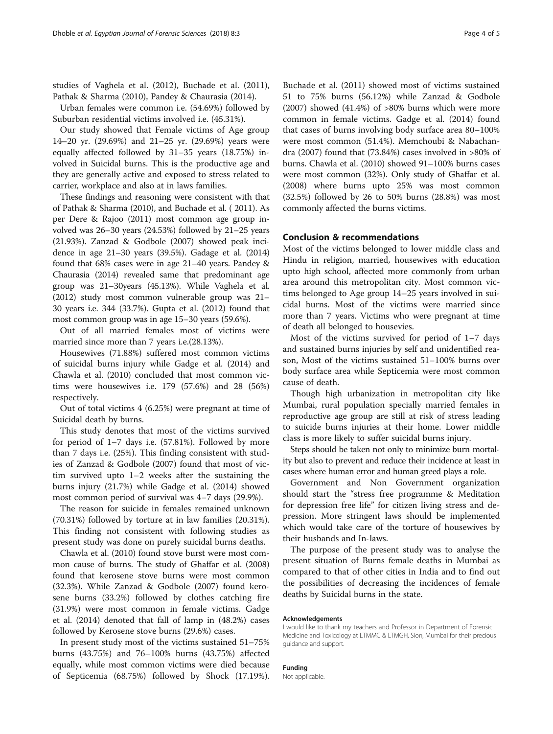studies of Vaghela et al. (2012), Buchade et al. (2011), Pathak & Sharma (2010), Pandey & Chaurasia (2014).

Urban females were common i.e. (54.69%) followed by Suburban residential victims involved i.e. (45.31%).

Our study showed that Female victims of Age group 14–20 yr. (29.69%) and 21–25 yr. (29.69%) years were equally affected followed by 31–35 years (18.75%) involved in Suicidal burns. This is the productive age and they are generally active and exposed to stress related to carrier, workplace and also at in laws families.

These findings and reasoning were consistent with that of Pathak & Sharma (2010), and Buchade et al. ( 2011). As per Dere & Rajoo (2011) most common age group involved was 26–30 years (24.53%) followed by 21–25 years (21.93%). Zanzad & Godbole (2007) showed peak incidence in age 21–30 years (39.5%). Gadage et al. (2014) found that 68% cases were in age 21–40 years. Pandey & Chaurasia (2014) revealed same that predominant age group was 21–30years (45.13%). While Vaghela et al. (2012) study most common vulnerable group was 21–30 years i.e. 344 (33.7%). Gupta et al. (2012) found that most common group was in age 15–30 years (59.6%).

Out of all married females most of victims were married since more than 7 years i.e.(28.13%).

Housewives (71.88%) suffered most common victims of suicidal burns injury while Gadge et al. (2014) and Chawla et al. (2010) concluded that most common victims were housewives i.e. 179 (57.6%) and 28 (56%) respectively.

Out of total victims 4 (6.25%) were pregnant at time of Suicidal death by burns.

This study denotes that most of the victims survived for period of 1–7 days i.e. (57.81%). Followed by more than 7 days i.e. (25%). This finding consistent with studies of Zanzad & Godbole (2007) found that most of victim survived upto 1–2 weeks after the sustaining the burns injury (21.7%) while Gadge et al. (2014) showed most common period of survival was 4–7 days (29.9%).

The reason for suicide in females remained unknown (70.31%) followed by torture at in law families (20.31%). This finding not consistent with following studies as present study was done on purely suicidal burns deaths.

Chawla et al. (2010) found stove burst were most common cause of burns. The study of Ghaffar et al. (2008) found that kerosene stove burns were most common (32.3%). While Zanzad & Godbole (2007) found kerosene burns (33.2%) followed by clothes catching fire (31.9%) were most common in female victims. Gadge et al. (2014) denoted that fall of lamp in (48.2%) cases followed by Kerosene stove burns (29.6%) cases.

In present study most of the victims sustained 51–75% burns (43.75%) and 76–100% burns (43.75%) affected equally, while most common victims were died because of Septicemia (68.75%) followed by Shock (17.19%). Buchade et al. (2011) showed most of victims sustained 51 to 75% burns (56.12%) while Zanzad & Godbole (2007) showed (41.4%) of >80% burns which were more common in female victims. Gadge et al. (2014) found that cases of burns involving body surface area 80–100% were most common (51.4%). Memchoubi & Nabachandra (2007) found that (73.84%) cases involved in >80% of burns. Chawla et al. (2010) showed 91–100% burns cases were most common (32%). Only study of Ghaffar et al. (2008) where burns upto 25% was most common (32.5%) followed by 26 to 50% burns (28.8%) was most commonly affected the burns victims.

## Conclusion & recommendations

Most of the victims belonged to lower middle class and Hindu in religion, married, housewives with education upto high school, affected more commonly from urban area around this metropolitan city. Most common victims belonged to Age group 14–25 years involved in suicidal burns. Most of the victims were married since more than 7 years. Victims who were pregnant at time of death all belonged to housevies.

Most of the victims survived for period of 1–7 days and sustained burns injuries by self and unidentified reason, Most of the victims sustained 51–100% burns over body surface area while Septicemia were most common cause of death.

Though high urbanization in metropolitan city like Mumbai, rural population specially married females in reproductive age group are still at risk of stress leading to suicide burns injuries at their home. Lower middle class is more likely to suffer suicidal burns injury.

Steps should be taken not only to minimize burn mortality but also to prevent and reduce their incidence at least in cases where human error and human greed plays a role.

Government and Non Government organization should start the "stress free programme & Meditation for depression free life" for citizen living stress and depression. More stringent laws should be implemented which would take care of the torture of housewives by their husbands and In-laws.

The purpose of the present study was to analyse the present situation of Burns female deaths in Mumbai as compared to that of other cities in India and to find out the possibilities of decreasing the incidences of female deaths by Suicidal burns in the state.

#### Acknowledgements

I would like to thank my teachers and Professor in Department of Forensic Medicine and Toxicology at LTMMC & LTMGH, Sion, Mumbai for their precious guidance and support.

#### Funding

Not applicable.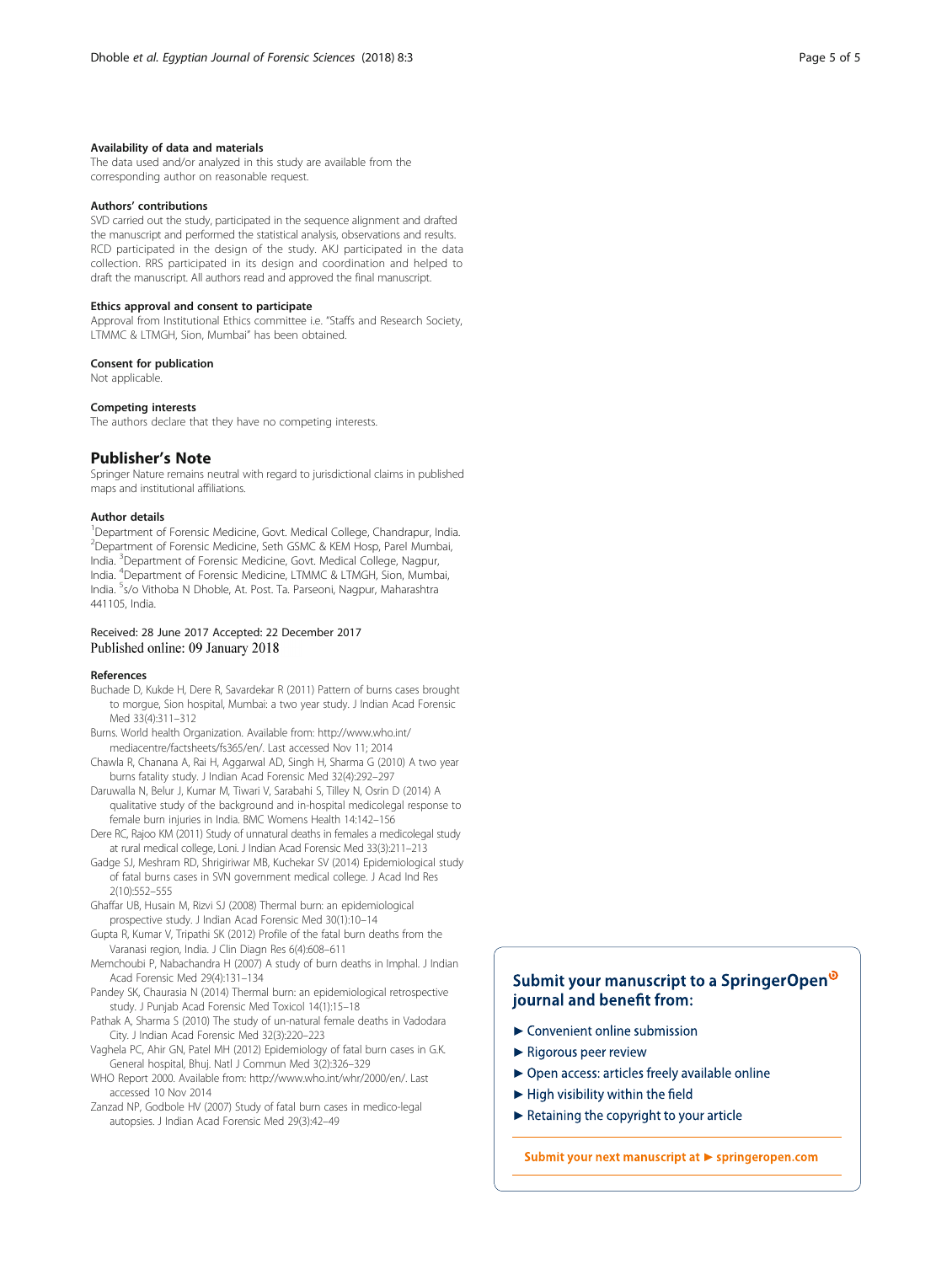#### Availability of data and materials
The data used and/or analyzed in this study are available from the corresponding author on reasonable request.

#### Authors' contributions
SVD carried out the study, participated in the sequence alignment and drafted the manuscript and performed the statistical analysis, observations and results. RCD participated in the design of the study. AKJ participated in the data collection. RRS participated in its design and coordination and helped to draft the manuscript. All authors read and approved the final manuscript.

#### Ethics approval and consent to participate
Approval from Institutional Ethics committee i.e. "Staffs and Research Society, LTMMC & LTMGH, Sion, Mumbai" has been obtained.

#### Consent for publication
Not applicable.

#### Competing interests
The authors declare that they have no competing interests.

## Publisher's Note
Springer Nature remains neutral with regard to jurisdictional claims in published maps and institutional affiliations.

#### Author details
[1]Department of Forensic Medicine, Govt. Medical College, Chandrapur, India. [2]Department of Forensic Medicine, Seth GSMC & KEM Hosp, Parel Mumbai, India. [3]Department of Forensic Medicine, Govt. Medical College, Nagpur, India. [4]Department of Forensic Medicine, LTMMC & LTMGH, Sion, Mumbai, India. [5]s/o Vithoba N Dhoble, At. Post. Ta. Parseoni, Nagpur, Maharashtra 441105, India.

Received: 28 June 2017 Accepted: 22 December 2017
Published online: 09 January 2018

#### References
- Buchade D, Kukde H, Dere R, Savardekar R (2011) Pattern of burns cases brought to morgue, Sion hospital, Mumbai: a two year study. J Indian Acad Forensic Med 33(4):311–312
- Burns. World health Organization. Available from: http://www.who.int/mediacentre/factsheets/fs365/en/. Last accessed Nov 11; 2014
- Chawla R, Chanana A, Rai H, Aggarwal AD, Singh H, Sharma G (2010) A two year burns fatality study. J Indian Acad Forensic Med 32(4):292–297
- Daruwalla N, Belur J, Kumar M, Tiwari V, Sarabahi S, Tilley N, Osrin D (2014) A qualitative study of the background and in-hospital medicolegal response to female burn injuries in India. BMC Womens Health 14:142–156
- Dere RC, Rajoo KM (2011) Study of unnatural deaths in females a medicolegal study at rural medical college, Loni. J Indian Acad Forensic Med 33(3):211–213
- Gadge SJ, Meshram RD, Shrigiriwar MB, Kuchekar SV (2014) Epidemiological study of fatal burns cases in SVN government medical college. J Acad Ind Res 2(10):552–555
- Ghaffar UB, Husain M, Rizvi SJ (2008) Thermal burn: an epidemiological prospective study. J Indian Acad Forensic Med 30(1):10–14
- Gupta R, Kumar V, Tripathi SK (2012) Profile of the fatal burn deaths from the Varanasi region, India. J Clin Diagn Res 6(4):608–611
- Memchoubi P, Nabachandra H (2007) A study of burn deaths in Imphal. J Indian Acad Forensic Med 29(4):131–134
- Pandey SK, Chaurasia N (2014) Thermal burn: an epidemiological retrospective study. J Punjab Acad Forensic Med Toxicol 14(1):15–18
- Pathak A, Sharma S (2010) The study of un-natural female deaths in Vadodara City. J Indian Acad Forensic Med 32(3):220–223
- Vaghela PC, Ahir GN, Patel MH (2012) Epidemiology of fatal burn cases in G.K. General hospital, Bhuj. Natl J Commun Med 3(2):326–329
- WHO Report 2000. Available from: http://www.who.int/whr/2000/en/. Last accessed 10 Nov 2014
- Zanzad NP, Godbole HV (2007) Study of fatal burn cases in medico-legal autopsies. J Indian Acad Forensic Med 29(3):42–49